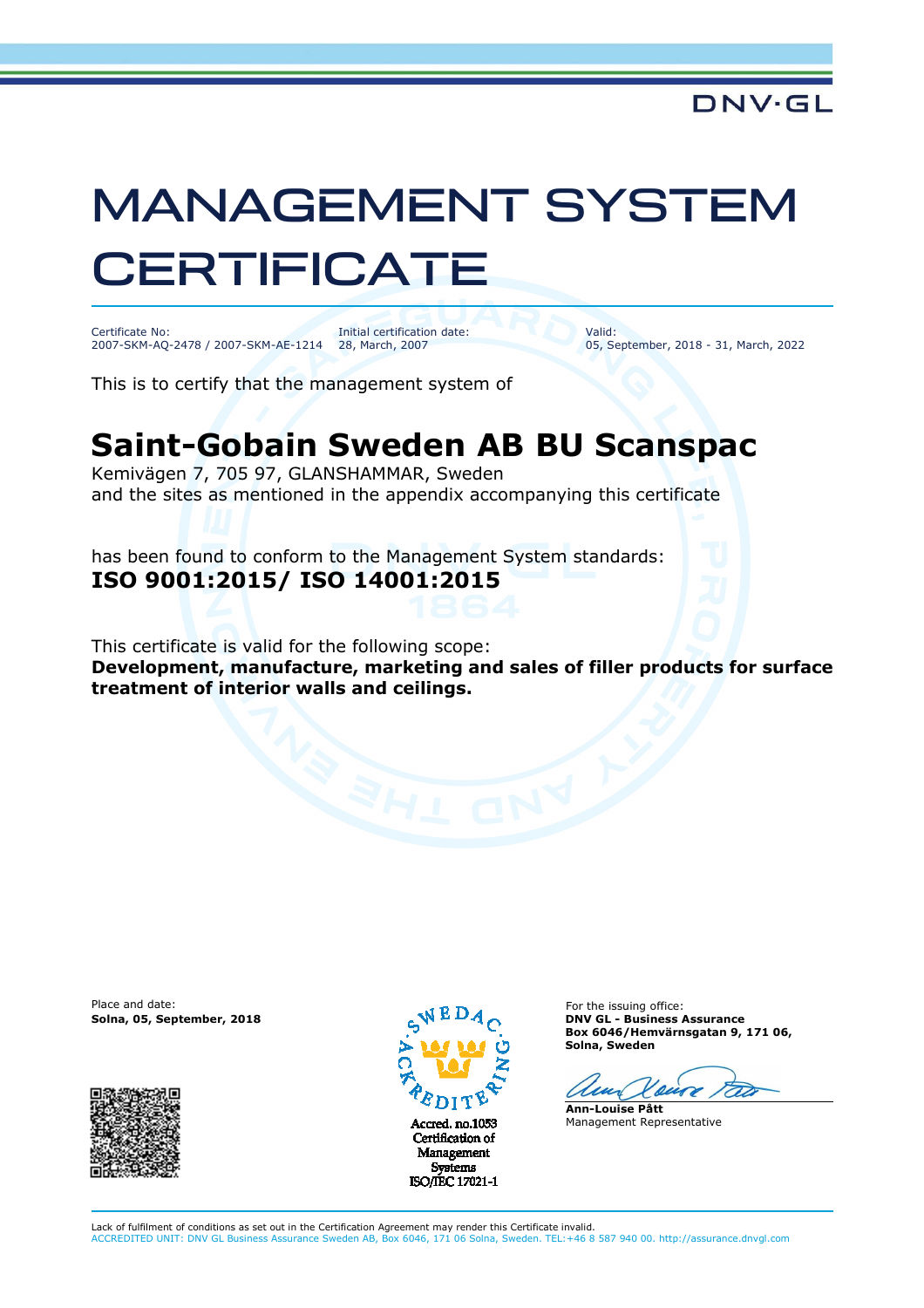DNV·GL

# MANAGEMENT SYSTEM CERTIFICATE

Certificate No:
2007-SKM-AQ-2478 / 2007-SKM-AE-1214

Initial certification date:
28, March, 2007

Valid:
05, September, 2018 - 31, March, 2022

This is to certify that the management system of

## Saint-Gobain Sweden AB BU Scanspac

Kemivägen 7, 705 97, GLANSHAMMAR, Sweden
and the sites as mentioned in the appendix accompanying this certificate

has been found to conform to the Management System standards:
**ISO 9001:2015/ ISO 14001:2015**

This certificate is valid for the following scope:
**Development, manufacture, marketing and sales of filler products for surface treatment of interior walls and ceilings.**

Place and date:
**Solna, 05, September, 2018**

SWEDAC ACKREDITERING
Accred. no.1053
Certification of Management Systems
ISO/IEC 17021-1

For the issuing office:
**DNV GL - Business Assurance**
**Box 6046/Hemvärnsgatan 9, 171 06, Solna, Sweden**

**Ann-Louise Pått**
Management Representative

Lack of fulfilment of conditions as set out in the Certification Agreement may render this Certificate invalid.
ACCREDITED UNIT: DNV GL Business Assurance Sweden AB, Box 6046, 171 06 Solna, Sweden. TEL:+46 8 587 940 00. http://assurance.dnvgl.com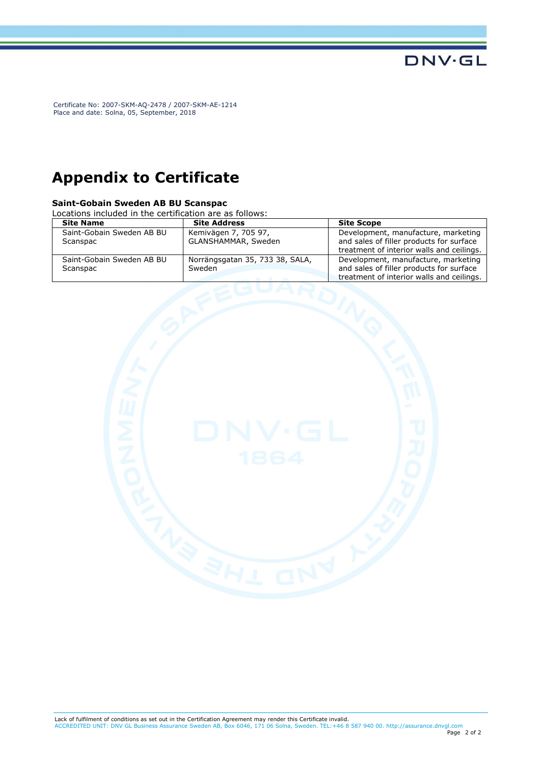Certificate No: 2007-SKM-AQ-2478 / 2007-SKM-AE-1214
Place and date: Solna, 05, September, 2018

# Appendix to Certificate

**Saint-Gobain Sweden AB BU Scanspac**

Locations included in the certification are as follows:

| Site Name | Site Address | Site Scope |
| --- | --- | --- |
| Saint-Gobain Sweden AB BU Scanspac | Kemivägen 7, 705 97, GLANSHAMMAR, Sweden | Development, manufacture, marketing and sales of filler products for surface treatment of interior walls and ceilings. |
| Saint-Gobain Sweden AB BU Scanspac | Norrängsgatan 35, 733 38, SALA, Sweden | Development, manufacture, marketing and sales of filler products for surface treatment of interior walls and ceilings. |

Lack of fulfilment of conditions as set out in the Certification Agreement may render this Certificate invalid.
ACCREDITED UNIT: DNV GL Business Assurance Sweden AB, Box 6046, 171 06 Solna, Sweden. TEL:+46 8 587 940 00. http://assurance.dnvgl.com